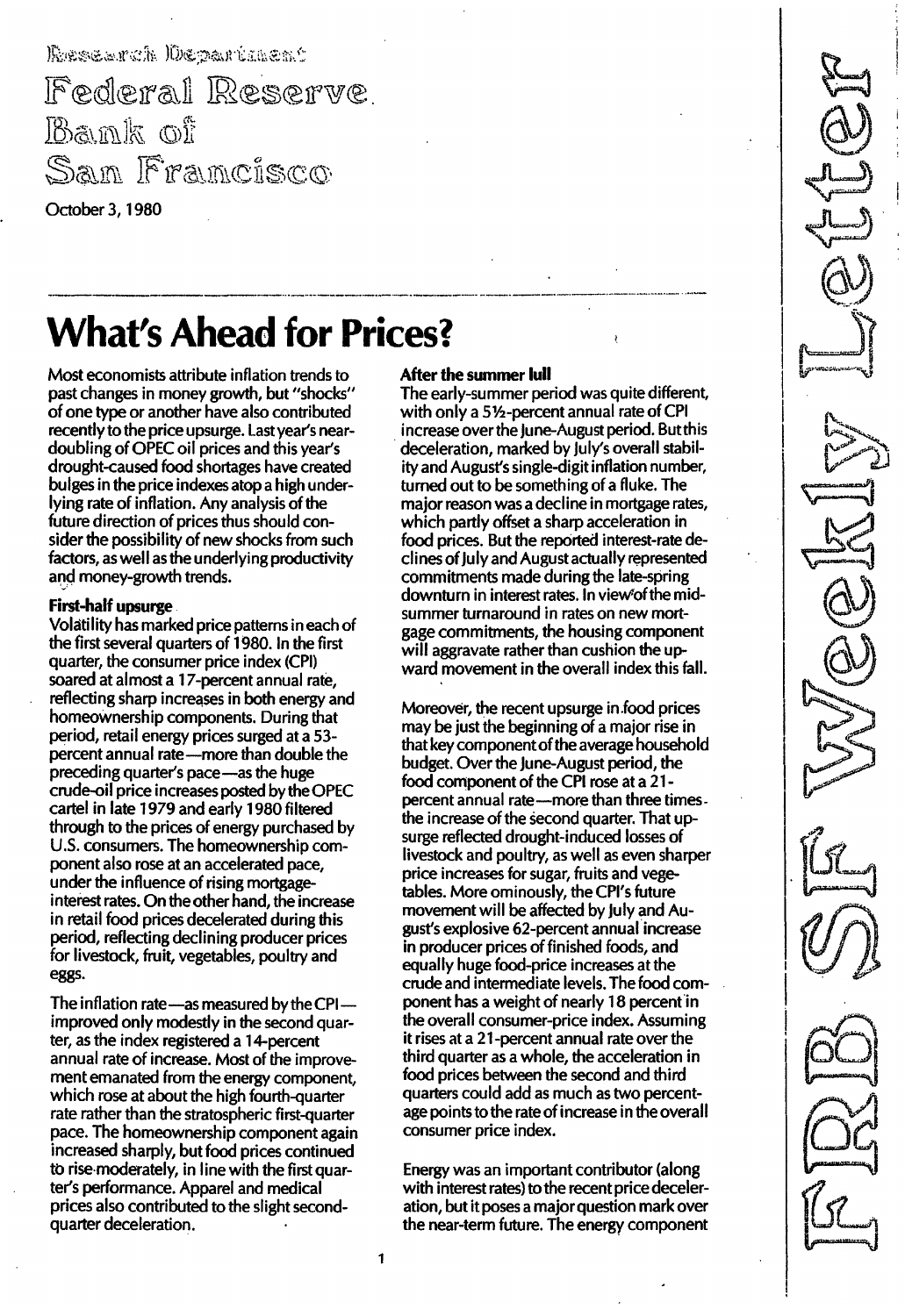Research Department

Federal Reserve Bank of San Francisco

October 3, 1980

# What's Ahead for Prices?

Most economists attribute inflation trends to past changes in money growth, but "shocks" of one type or another have also contributed recently to the price upsurge. Last year's near-doubling of OPEC oil prices and this year's drought-caused food shortages have created bulges in the price indexes atop a high underlying rate of inflation. Any analysis of the future direction of prices thus should consider the possibility of new shocks from such factors, as well as the underlying productivity and money-growth trends.

**First-half upsurge**

Volatility has marked price patterns in each of the first several quarters of 1980. In the first quarter, the consumer price index (CPI) soared at almost a 17-percent annual rate, reflecting sharp increases in both energy and homeownership components. During that period, retail energy prices surged at a 53-percent annual rate—more than double the preceding quarter's pace—as the huge crude-oil price increases posted by the OPEC cartel in late 1979 and early 1980 filtered through to the prices of energy purchased by U.S. consumers. The homeownership component also rose at an accelerated pace, under the influence of rising mortgage-interest rates. On the other hand, the increase in retail food prices decelerated during this period, reflecting declining producer prices for livestock, fruit, vegetables, poultry and eggs.

The inflation rate—as measured by the CPI—improved only modestly in the second quarter, as the index registered a 14-percent annual rate of increase. Most of the improvement emanated from the energy component, which rose at about the high fourth-quarter rate rather than the stratospheric first-quarter pace. The homeownership component again increased sharply, but food prices continued to rise moderately, in line with the first quarter's performance. Apparel and medical prices also contributed to the slight second-quarter deceleration.

**After the summer lull**

The early-summer period was quite different, with only a 5½-percent annual rate of CPI increase over the June-August period. But this deceleration, marked by July's overall stability and August's single-digit inflation number, turned out to be something of a fluke. The major reason was a decline in mortgage rates, which partly offset a sharp acceleration in food prices. But the reported interest-rate declines of July and August actually represented commitments made during the late-spring downturn in interest rates. In view of the mid-summer turnaround in rates on new mortgage commitments, the housing component will aggravate rather than cushion the upward movement in the overall index this fall.

Moreover, the recent upsurge in food prices may be just the beginning of a major rise in that key component of the average household budget. Over the June-August period, the food component of the CPI rose at a 21-percent annual rate—more than three times the increase of the second quarter. That upsurge reflected drought-induced losses of livestock and poultry, as well as even sharper price increases for sugar, fruits and vegetables. More ominously, the CPI's future movement will be affected by July and August's explosive 62-percent annual increase in producer prices of finished foods, and equally huge food-price increases at the crude and intermediate levels. The food component has a weight of nearly 18 percent in the overall consumer-price index. Assuming it rises at a 21-percent annual rate over the third quarter as a whole, the acceleration in food prices between the second and third quarters could add as much as two percentage points to the rate of increase in the overall consumer price index.

Energy was an important contributor (along with interest rates) to the recent price deceleration, but it poses a major question mark over the near-term future. The energy component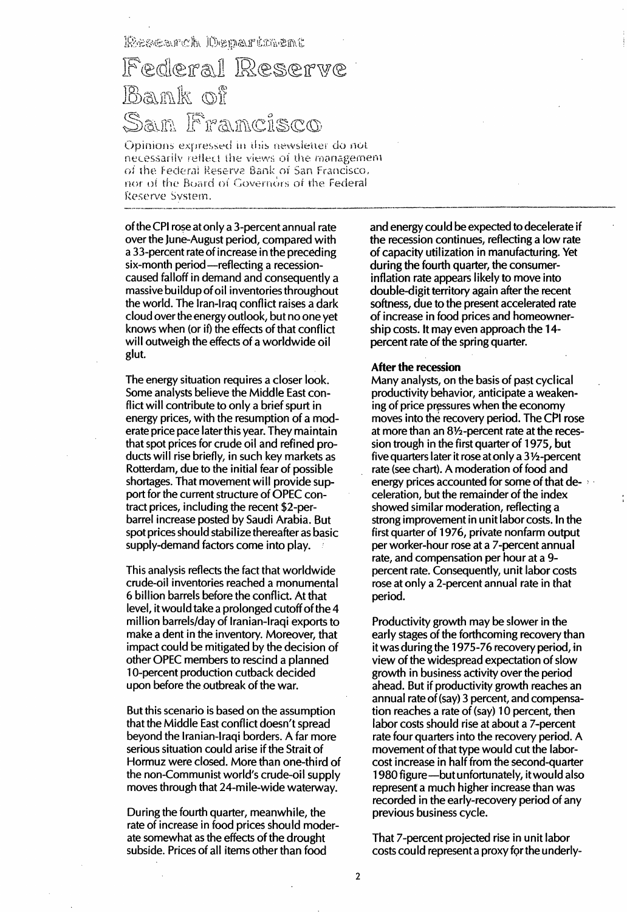# Research Department

# Federal Reserve Bank of San Francisco

Opinions expressed in this newsletter do not necessarily reflect the views of the management of the Federal Reserve Bank of San Francisco, nor of the Board of Governors of the Federal Reserve System.

of the CPI rose at only a 3-percent annual rate over the June-August period, compared with a 33-percent rate of increase in the preceding six-month period—reflecting a recession-caused falloff in demand and consequently a massive buildup of oil inventories throughout the world. The Iran-Iraq conflict raises a dark cloud over the energy outlook, but no one yet knows when (or if) the effects of that conflict will outweigh the effects of a worldwide oil glut.

The energy situation requires a closer look. Some analysts believe the Middle East conflict will contribute to only a brief spurt in energy prices, with the resumption of a moderate price pace later this year. They maintain that spot prices for crude oil and refined products will rise briefly, in such key markets as Rotterdam, due to the initial fear of possible shortages. That movement will provide support for the current structure of OPEC contract prices, including the recent \$2-per-barrel increase posted by Saudi Arabia. But spot prices should stabilize thereafter as basic supply-demand factors come into play.

This analysis reflects the fact that worldwide crude-oil inventories reached a monumental 6 billion barrels before the conflict. At that level, it would take a prolonged cutoff of the 4 million barrels/day of Iranian-Iraqi exports to make a dent in the inventory. Moreover, that impact could be mitigated by the decision of other OPEC members to rescind a planned 10-percent production cutback decided upon before the outbreak of the war.

But this scenario is based on the assumption that the Middle East conflict doesn't spread beyond the Iranian-Iraqi borders. A far more serious situation could arise if the Strait of Hormuz were closed. More than one-third of the non-Communist world's crude-oil supply moves through that 24-mile-wide waterway.

During the fourth quarter, meanwhile, the rate of increase in food prices should moderate somewhat as the effects of the drought subside. Prices of all items other than food and energy could be expected to decelerate if the recession continues, reflecting a low rate of capacity utilization in manufacturing. Yet during the fourth quarter, the consumer-inflation rate appears likely to move into double-digit territory again after the recent softness, due to the present accelerated rate of increase in food prices and homeownership costs. It may even approach the 14-percent rate of the spring quarter.

### After the recession

Many analysts, on the basis of past cyclical productivity behavior, anticipate a weakening of price pressures when the economy moves into the recovery period. The CPI rose at more than an 8½-percent rate at the recession trough in the first quarter of 1975, but five quarters later it rose at only a 3½-percent rate (see chart). A moderation of food and energy prices accounted for some of that deceleration, but the remainder of the index showed similar moderation, reflecting a strong improvement in unit labor costs. In the first quarter of 1976, private nonfarm output per worker-hour rose at a 7-percent annual rate, and compensation per hour at a 9-percent rate. Consequently, unit labor costs rose at only a 2-percent annual rate in that period.

Productivity growth may be slower in the early stages of the forthcoming recovery than it was during the 1975-76 recovery period, in view of the widespread expectation of slow growth in business activity over the period ahead. But if productivity growth reaches an annual rate of (say) 3 percent, and compensation reaches a rate of (say) 10 percent, then labor costs should rise at about a 7-percent rate four quarters into the recovery period. A movement of that type would cut the labor-cost increase in half from the second-quarter 1980 figure—but unfortunately, it would also represent a much higher increase than was recorded in the early-recovery period of any previous business cycle.

That 7-percent projected rise in unit labor costs could represent a proxy for the underly-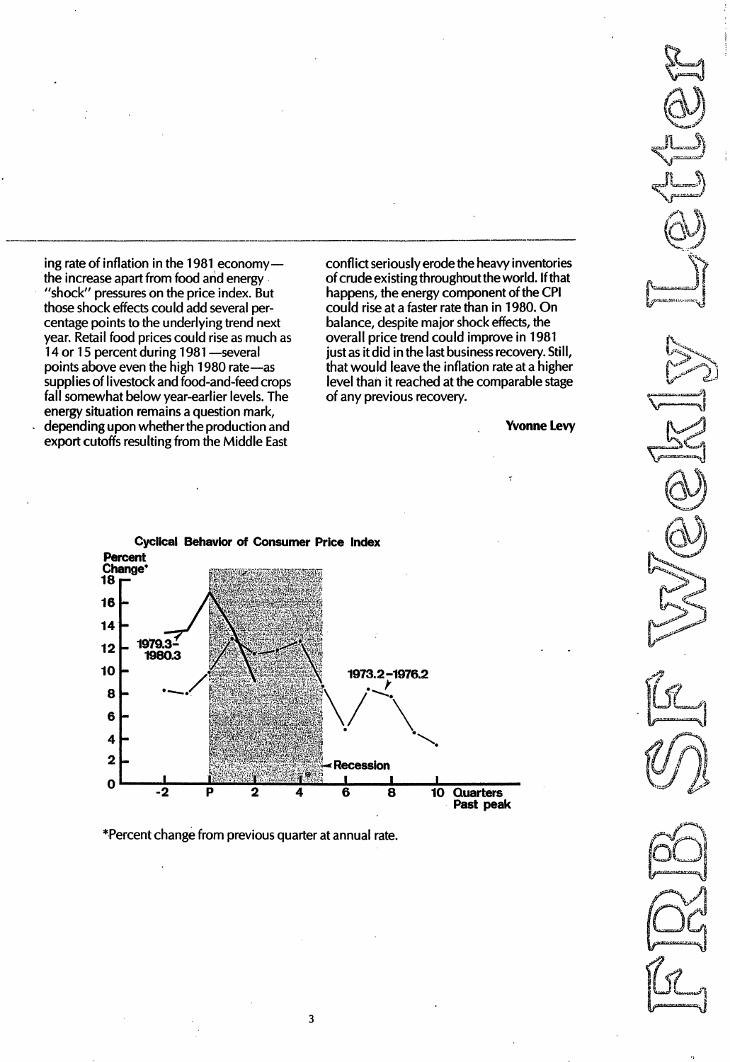ing rate of inflation in the 1981 economy—the increase apart from food and energy "shock" pressures on the price index. But those shock effects could add several percentage points to the underlying trend next year. Retail food prices could rise as much as 14 or 15 percent during 1981—several points above even the high 1980 rate—as supplies of livestock and food-and-feed crops fall somewhat below year-earlier levels. The energy situation remains a question mark, depending upon whether the production and export cutoffs resulting from the Middle East conflict seriously erode the heavy inventories of crude existing throughout the world. If that happens, the energy component of the CPI could rise at a faster rate than in 1980. On balance, despite major shock effects, the overall price trend could improve in 1981 just as it did in the last business recovery. Still, that would leave the inflation rate at a higher level than it reached at the comparable stage of any previous recovery.

**Yvonne Levy**

**Cyclical Behavior of Consumer Price Index**

*Percent change from previous quarter at annual rate.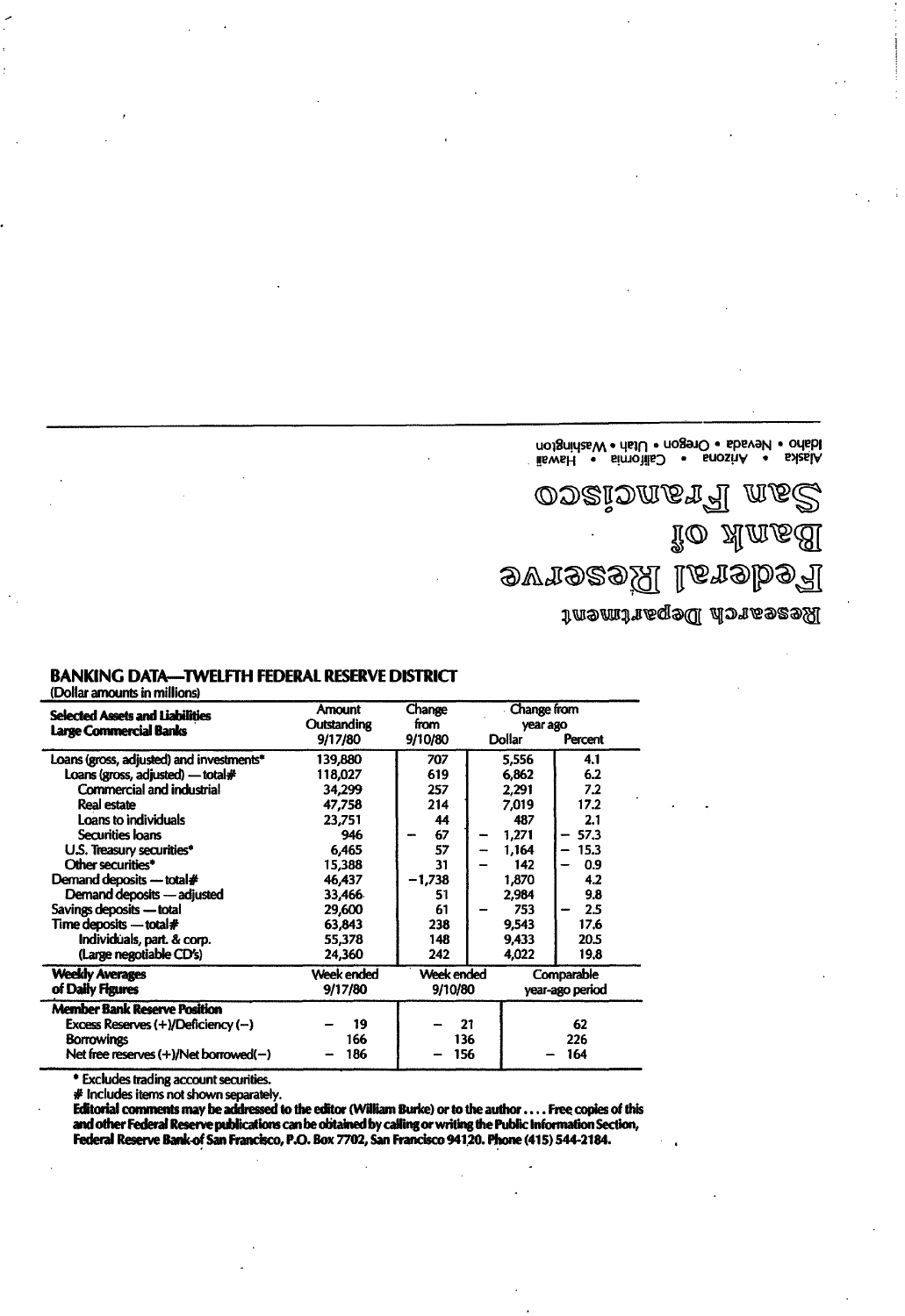Research Department

Federal Reserve

Bank of

San Francisco

Alaska • Arizona • California • Hawaii
Idaho • Nevada • Oregon • Utah • Washington

## BANKING DATA—TWELFTH FEDERAL RESERVE DISTRICT

(Dollar amounts in millions)

| Selected Assets and Liabilities Large Commercial Banks | Amount Outstanding 9/17/80 | Change from 9/10/80 | Change from year ago Dollar | Percent |
|---|---|---|---|---|
| Loans (gross, adjusted) and investments* | 139,880 | 707 | 5,556 | 4.1 |
| Loans (gross, adjusted) — total# | 118,027 | 619 | 6,862 | 6.2 |
| Commercial and industrial | 34,299 | 257 | 2,291 | 7.2 |
| Real estate | 47,758 | 214 | 7,019 | 17.2 |
| Loans to individuals | 23,751 | 44 | 487 | 2.1 |
| Securities loans | 946 | − 67 | − 1,271 | − 57.3 |
| U.S. Treasury securities* | 6,465 | 57 | − 1,164 | − 15.3 |
| Other securities* | 15,388 | 31 | − 142 | − 0.9 |
| Demand deposits — total# | 46,437 | −1,738 | 1,870 | 4.2 |
| Demand deposits — adjusted | 33,466 | 51 | 2,984 | 9.8 |
| Savings deposits — total | 29,600 | 61 | − 753 | − 2.5 |
| Time deposits — total# | 63,843 | 238 | 9,543 | 17.6 |
| Individuals, part. & corp. | 55,378 | 148 | 9,433 | 20.5 |
| (Large negotiable CD's) | 24,360 | 242 | 4,022 | 19.8 |
| **Weekly Averages of Daily Figures** | Week ended 9/17/80 | Week ended 9/10/80 | Comparable year-ago period | |
| **Member Bank Reserve Position** | | | | |
| Excess Reserves (+)/Deficiency (−) | − 19 | − 21 | 62 | |
| Borrowings | 166 | 136 | 226 | |
| Net free reserves (+)/Net borrowed(−) | − 186 | − 156 | − 164 | |

\* Excludes trading account securities.
\# Includes items not shown separately.

**Editorial comments may be addressed to the editor (William Burke) or to the author .... Free copies of this and other Federal Reserve publications can be obtained by calling or writing the Public Information Section, Federal Reserve Bank of San Francisco, P.O. Box 7702, San Francisco 94120. Phone (415) 544-2184.**